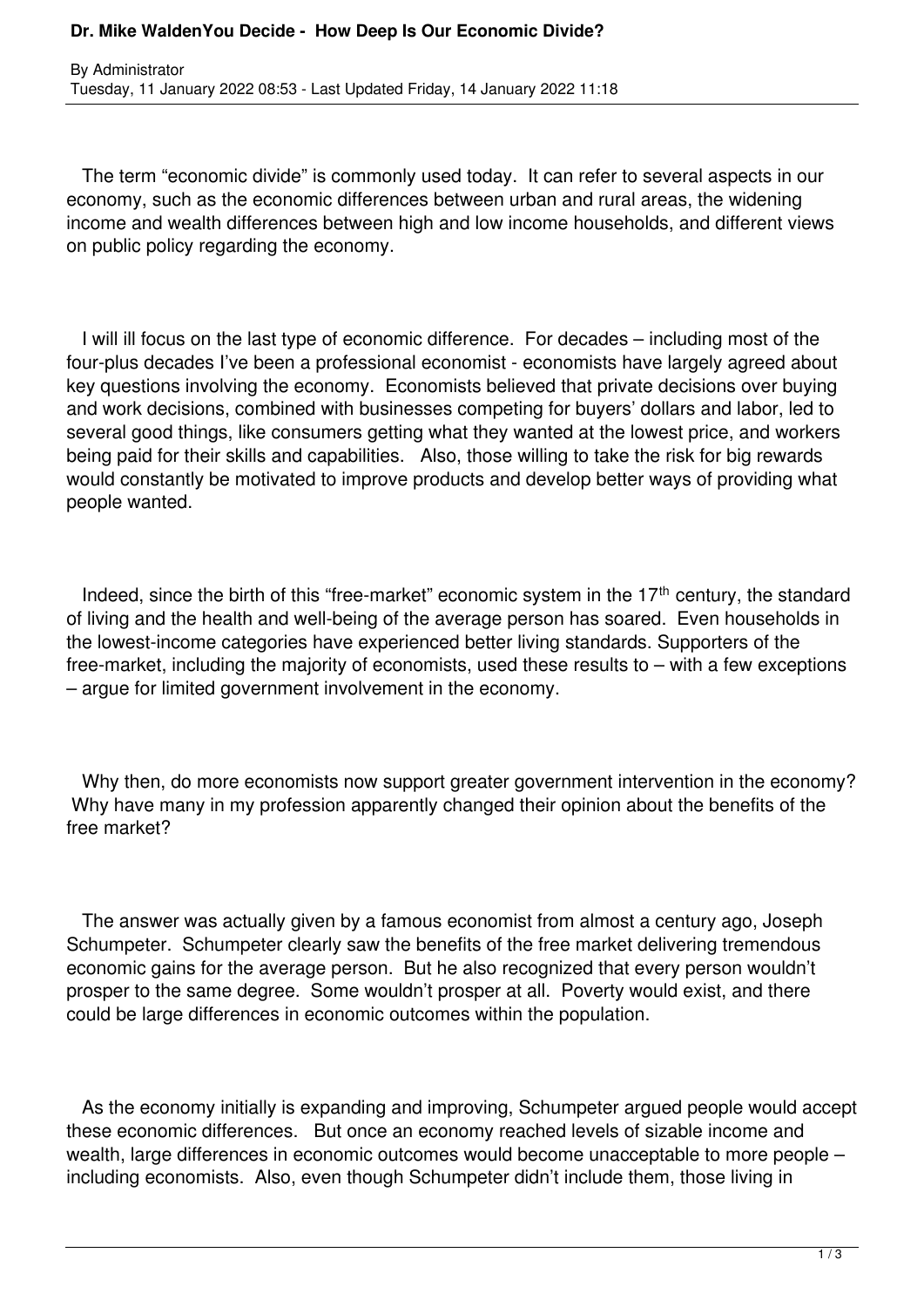# Dr. Mike WaldenYou Decide - How Deep Is Our Economic Divide?

By Administrator
Tuesday, 11 January 2022 08:53 - Last Updated Friday, 14 January 2022 11:18

The term "economic divide" is commonly used today. It can refer to several aspects in our economy, such as the economic differences between urban and rural areas, the widening income and wealth differences between high and low income households, and different views on public policy regarding the economy.

I will ill focus on the last type of economic difference. For decades – including most of the four-plus decades I've been a professional economist - economists have largely agreed about key questions involving the economy. Economists believed that private decisions over buying and work decisions, combined with businesses competing for buyers' dollars and labor, led to several good things, like consumers getting what they wanted at the lowest price, and workers being paid for their skills and capabilities. Also, those willing to take the risk for big rewards would constantly be motivated to improve products and develop better ways of providing what people wanted.

Indeed, since the birth of this "free-market" economic system in the 17th century, the standard of living and the health and well-being of the average person has soared. Even households in the lowest-income categories have experienced better living standards. Supporters of the free-market, including the majority of economists, used these results to – with a few exceptions – argue for limited government involvement in the economy.

Why then, do more economists now support greater government intervention in the economy? Why have many in my profession apparently changed their opinion about the benefits of the free market?

The answer was actually given by a famous economist from almost a century ago, Joseph Schumpeter. Schumpeter clearly saw the benefits of the free market delivering tremendous economic gains for the average person. But he also recognized that every person wouldn't prosper to the same degree. Some wouldn't prosper at all. Poverty would exist, and there could be large differences in economic outcomes within the population.

As the economy initially is expanding and improving, Schumpeter argued people would accept these economic differences. But once an economy reached levels of sizable income and wealth, large differences in economic outcomes would become unacceptable to more people – including economists. Also, even though Schumpeter didn't include them, those living in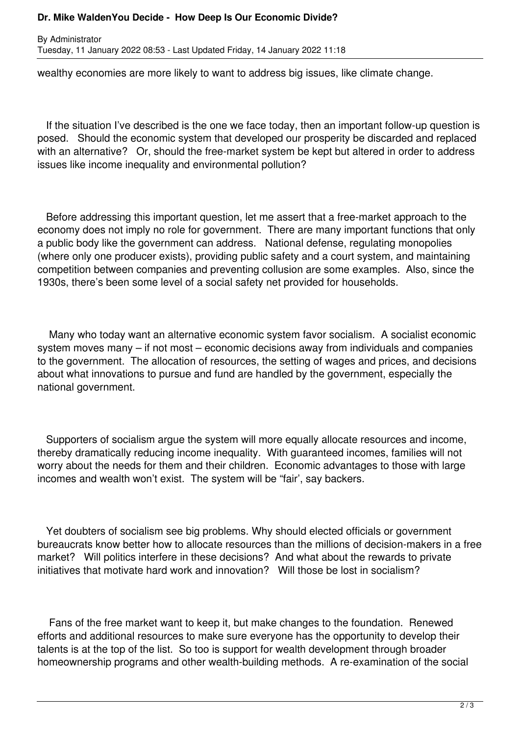wealthy economies are more likely to want to address big issues, like climate change.

If the situation I've described is the one we face today, then an important follow-up question is posed. Should the economic system that developed our prosperity be discarded and replaced with an alternative? Or, should the free-market system be kept but altered in order to address issues like income inequality and environmental pollution?

Before addressing this important question, let me assert that a free-market approach to the economy does not imply no role for government. There are many important functions that only a public body like the government can address. National defense, regulating monopolies (where only one producer exists), providing public safety and a court system, and maintaining competition between companies and preventing collusion are some examples. Also, since the 1930s, there's been some level of a social safety net provided for households.

Many who today want an alternative economic system favor socialism. A socialist economic system moves many – if not most – economic decisions away from individuals and companies to the government. The allocation of resources, the setting of wages and prices, and decisions about what innovations to pursue and fund are handled by the government, especially the national government.

Supporters of socialism argue the system will more equally allocate resources and income, thereby dramatically reducing income inequality. With guaranteed incomes, families will not worry about the needs for them and their children. Economic advantages to those with large incomes and wealth won't exist. The system will be "fair', say backers.

Yet doubters of socialism see big problems. Why should elected officials or government bureaucrats know better how to allocate resources than the millions of decision-makers in a free market? Will politics interfere in these decisions? And what about the rewards to private initiatives that motivate hard work and innovation? Will those be lost in socialism?

Fans of the free market want to keep it, but make changes to the foundation. Renewed efforts and additional resources to make sure everyone has the opportunity to develop their talents is at the top of the list. So too is support for wealth development through broader homeownership programs and other wealth-building methods. A re-examination of the social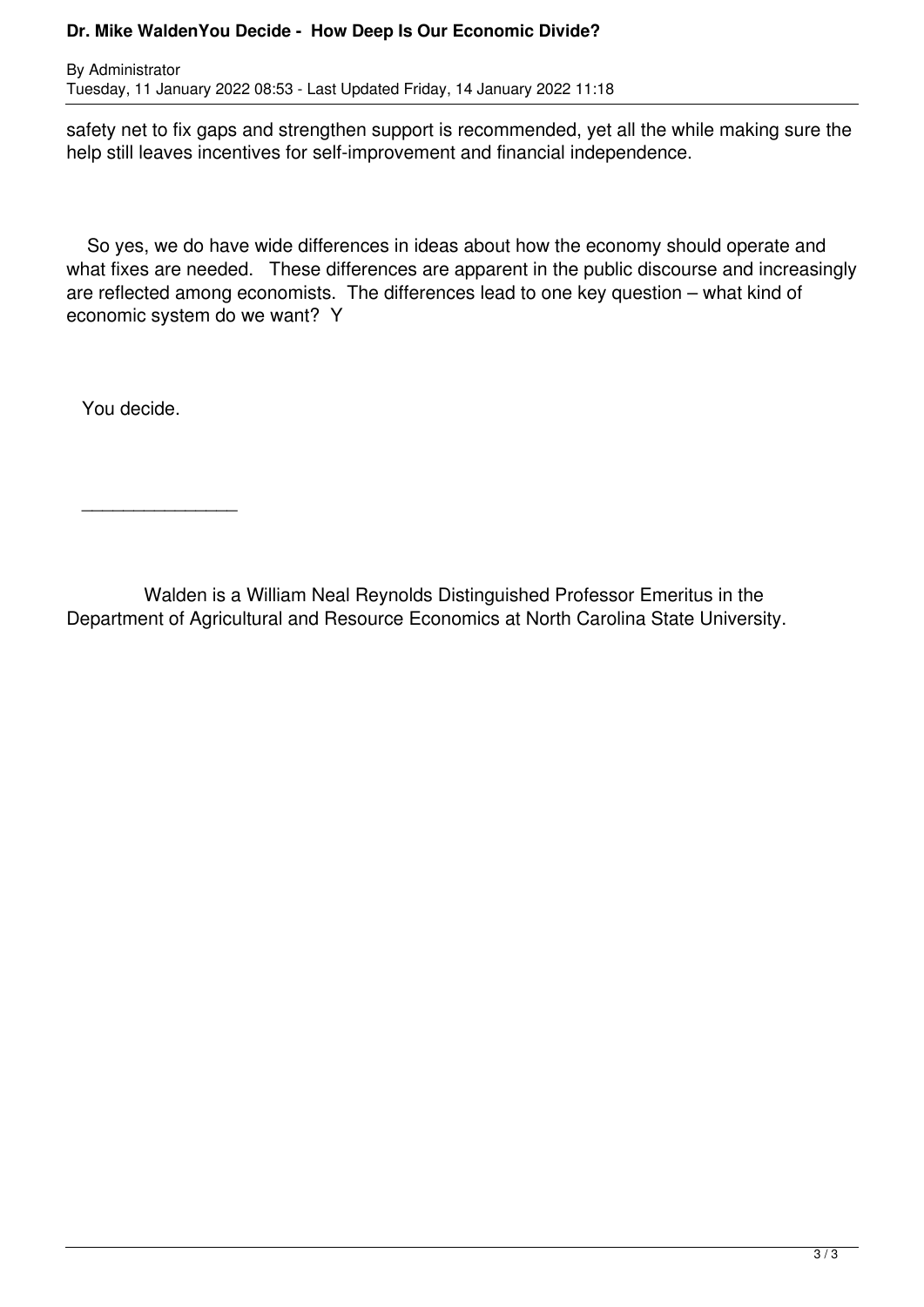safety net to fix gaps and strengthen support is recommended, yet all the while making sure the help still leaves incentives for self-improvement and financial independence.

So yes, we do have wide differences in ideas about how the economy should operate and what fixes are needed. These differences are apparent in the public discourse and increasingly are reflected among economists. The differences lead to one key question – what kind of economic system do we want? Y

You decide.

________________

Walden is a William Neal Reynolds Distinguished Professor Emeritus in the Department of Agricultural and Resource Economics at North Carolina State University.